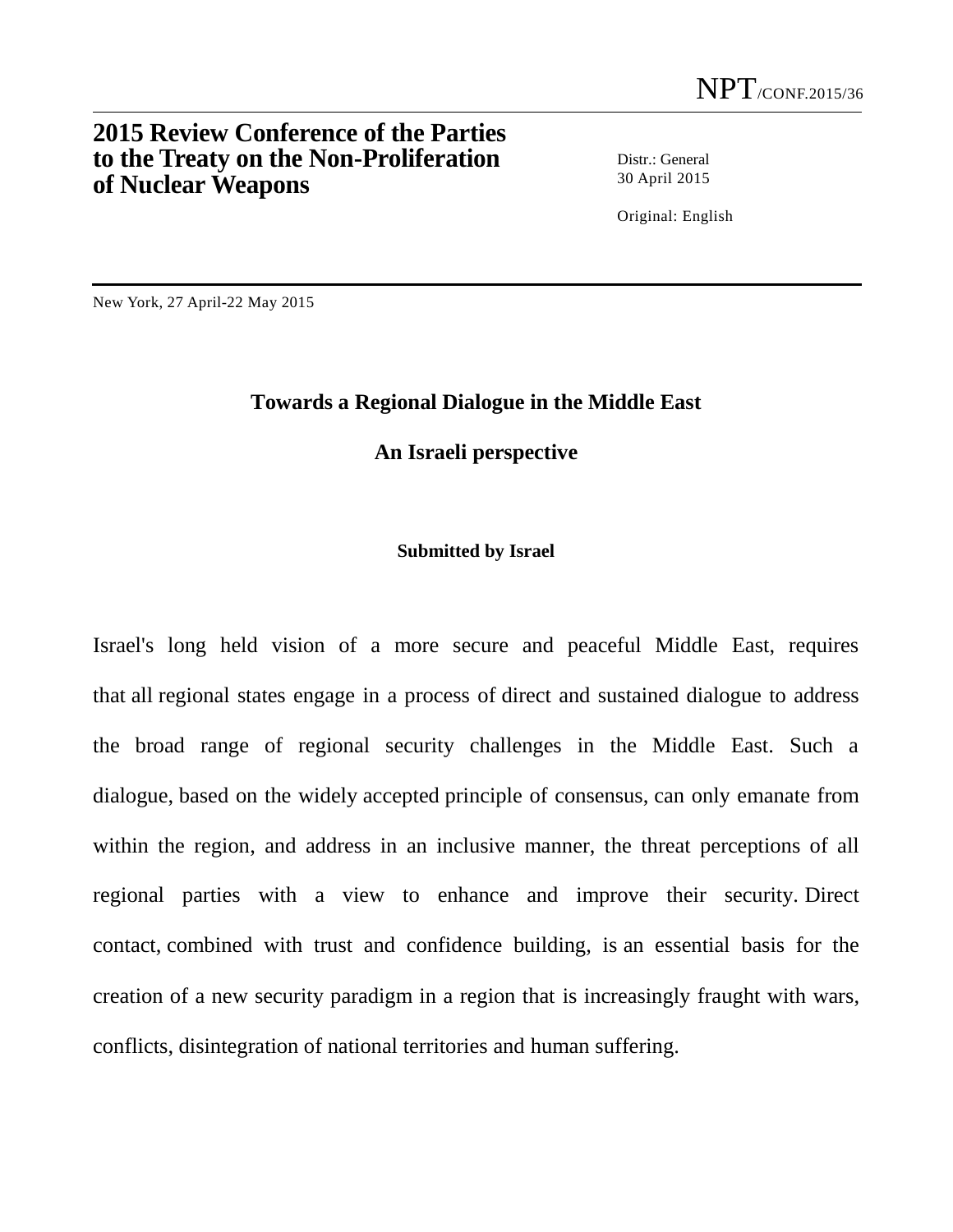NPT/CONF.2015/36

# 2015 Review Conference of the Parties to the Treaty on the Non-Proliferation of Nuclear Weapons

Distr.: General
30 April 2015

Original: English

New York, 27 April-22 May 2015

## Towards a Regional Dialogue in the Middle East

## An Israeli perspective

**Submitted by Israel**

Israel's long held vision of a more secure and peaceful Middle East, requires that all regional states engage in a process of direct and sustained dialogue to address the broad range of regional security challenges in the Middle East. Such a dialogue, based on the widely accepted principle of consensus, can only emanate from within the region, and address in an inclusive manner, the threat perceptions of all regional parties with a view to enhance and improve their security. Direct contact, combined with trust and confidence building, is an essential basis for the creation of a new security paradigm in a region that is increasingly fraught with wars, conflicts, disintegration of national territories and human suffering.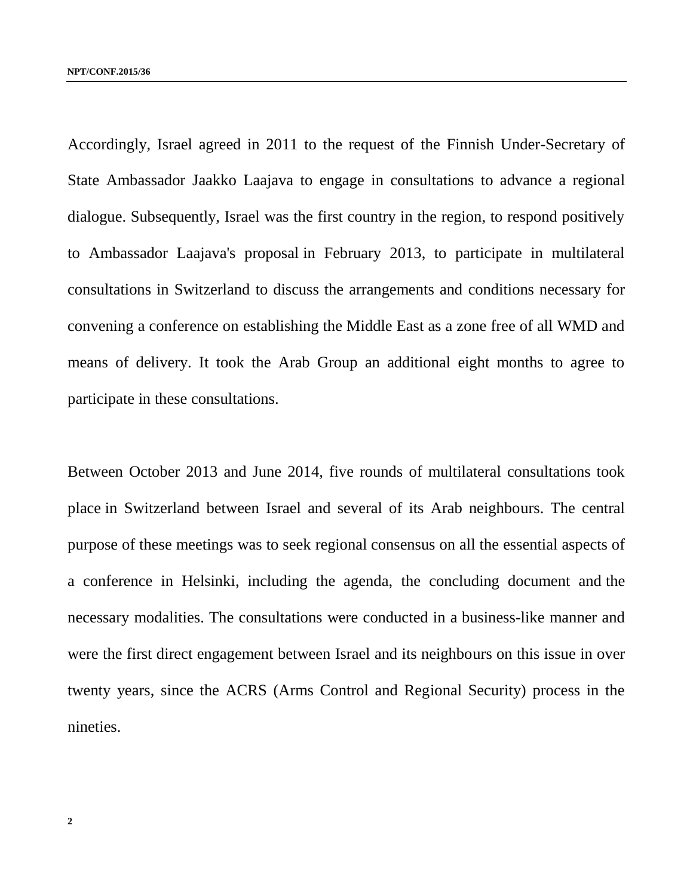Accordingly, Israel agreed in 2011 to the request of the Finnish Under-Secretary of State Ambassador Jaakko Laajava to engage in consultations to advance a regional dialogue. Subsequently, Israel was the first country in the region, to respond positively to Ambassador Laajava's proposal in February 2013, to participate in multilateral consultations in Switzerland to discuss the arrangements and conditions necessary for convening a conference on establishing the Middle East as a zone free of all WMD and means of delivery. It took the Arab Group an additional eight months to agree to participate in these consultations.

Between October 2013 and June 2014, five rounds of multilateral consultations took place in Switzerland between Israel and several of its Arab neighbours. The central purpose of these meetings was to seek regional consensus on all the essential aspects of a conference in Helsinki, including the agenda, the concluding document and the necessary modalities. The consultations were conducted in a business-like manner and were the first direct engagement between Israel and its neighbours on this issue in over twenty years, since the ACRS (Arms Control and Regional Security) process in the nineties.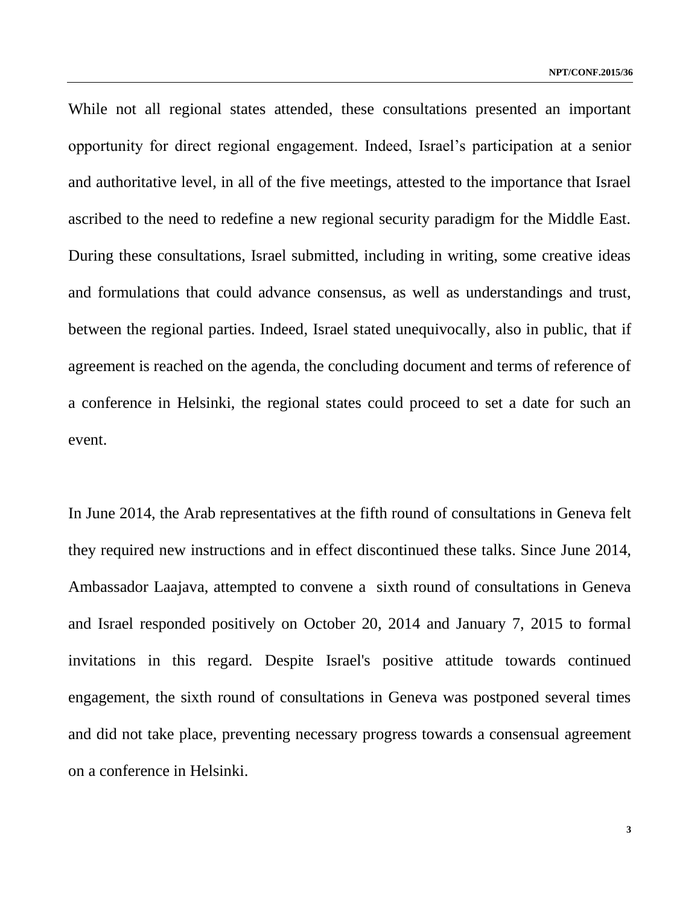While not all regional states attended, these consultations presented an important opportunity for direct regional engagement. Indeed, Israel's participation at a senior and authoritative level, in all of the five meetings, attested to the importance that Israel ascribed to the need to redefine a new regional security paradigm for the Middle East. During these consultations, Israel submitted, including in writing, some creative ideas and formulations that could advance consensus, as well as understandings and trust, between the regional parties. Indeed, Israel stated unequivocally, also in public, that if agreement is reached on the agenda, the concluding document and terms of reference of a conference in Helsinki, the regional states could proceed to set a date for such an event.

In June 2014, the Arab representatives at the fifth round of consultations in Geneva felt they required new instructions and in effect discontinued these talks. Since June 2014, Ambassador Laajava, attempted to convene a sixth round of consultations in Geneva and Israel responded positively on October 20, 2014 and January 7, 2015 to formal invitations in this regard. Despite Israel's positive attitude towards continued engagement, the sixth round of consultations in Geneva was postponed several times and did not take place, preventing necessary progress towards a consensual agreement on a conference in Helsinki.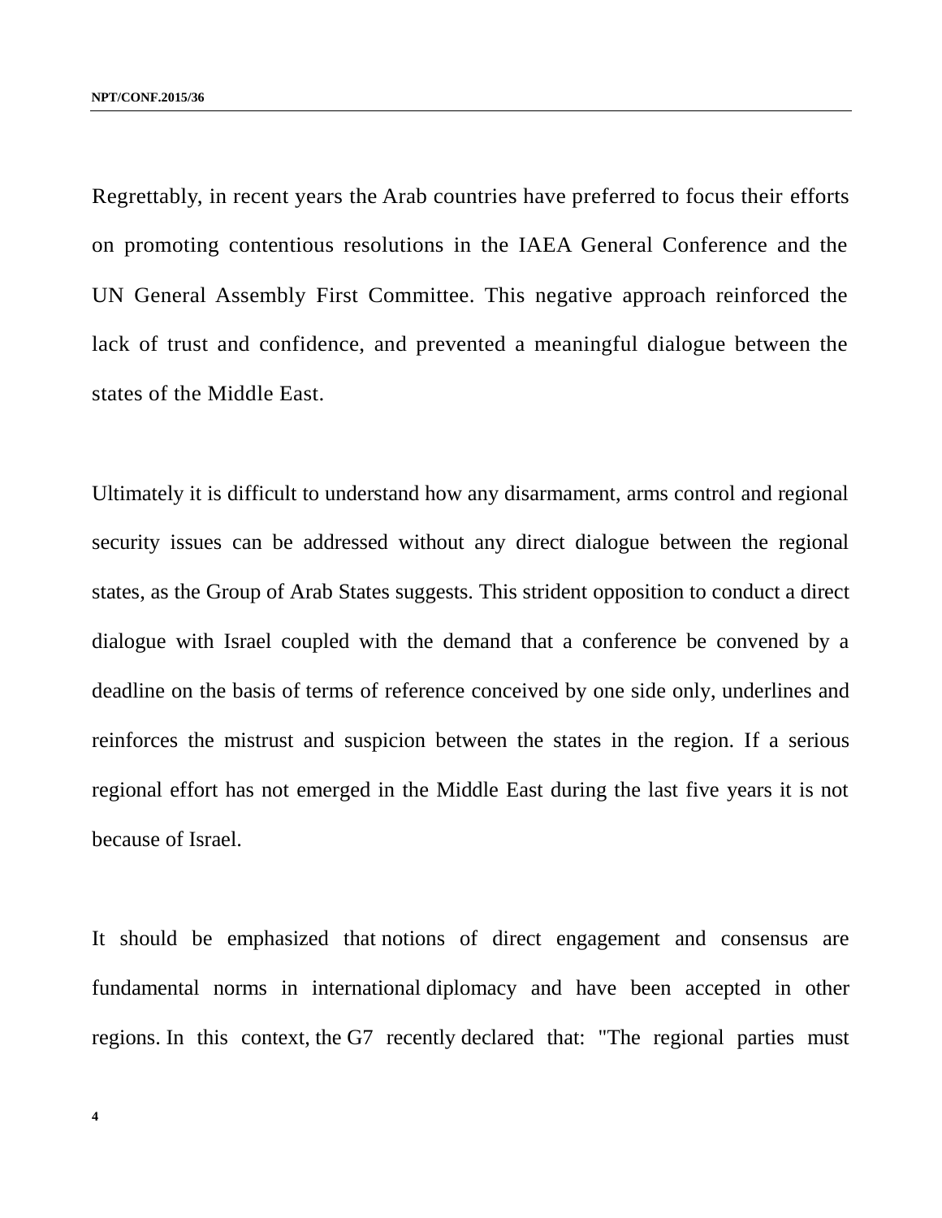Regrettably, in recent years the Arab countries have preferred to focus their efforts on promoting contentious resolutions in the IAEA General Conference and the UN General Assembly First Committee. This negative approach reinforced the lack of trust and confidence, and prevented a meaningful dialogue between the states of the Middle East.

Ultimately it is difficult to understand how any disarmament, arms control and regional security issues can be addressed without any direct dialogue between the regional states, as the Group of Arab States suggests. This strident opposition to conduct a direct dialogue with Israel coupled with the demand that a conference be convened by a deadline on the basis of terms of reference conceived by one side only, underlines and reinforces the mistrust and suspicion between the states in the region. If a serious regional effort has not emerged in the Middle East during the last five years it is not because of Israel.

It should be emphasized that notions of direct engagement and consensus are fundamental norms in international diplomacy and have been accepted in other regions. In this context, the G7 recently declared that: "The regional parties must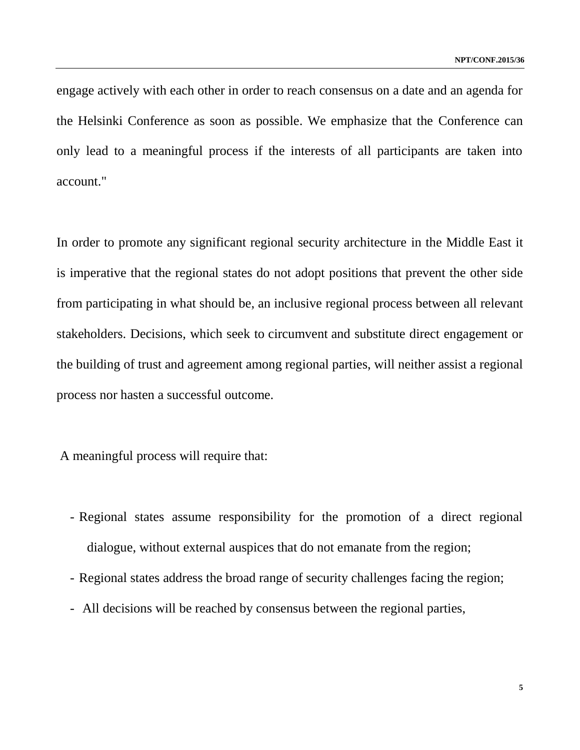engage actively with each other in order to reach consensus on a date and an agenda for the Helsinki Conference as soon as possible. We emphasize that the Conference can only lead to a meaningful process if the interests of all participants are taken into account."

In order to promote any significant regional security architecture in the Middle East it is imperative that the regional states do not adopt positions that prevent the other side from participating in what should be, an inclusive regional process between all relevant stakeholders. Decisions, which seek to circumvent and substitute direct engagement or the building of trust and agreement among regional parties, will neither assist a regional process nor hasten a successful outcome.

A meaningful process will require that:

- Regional states assume responsibility for the promotion of a direct regional dialogue, without external auspices that do not emanate from the region;
- Regional states address the broad range of security challenges facing the region;
- All decisions will be reached by consensus between the regional parties,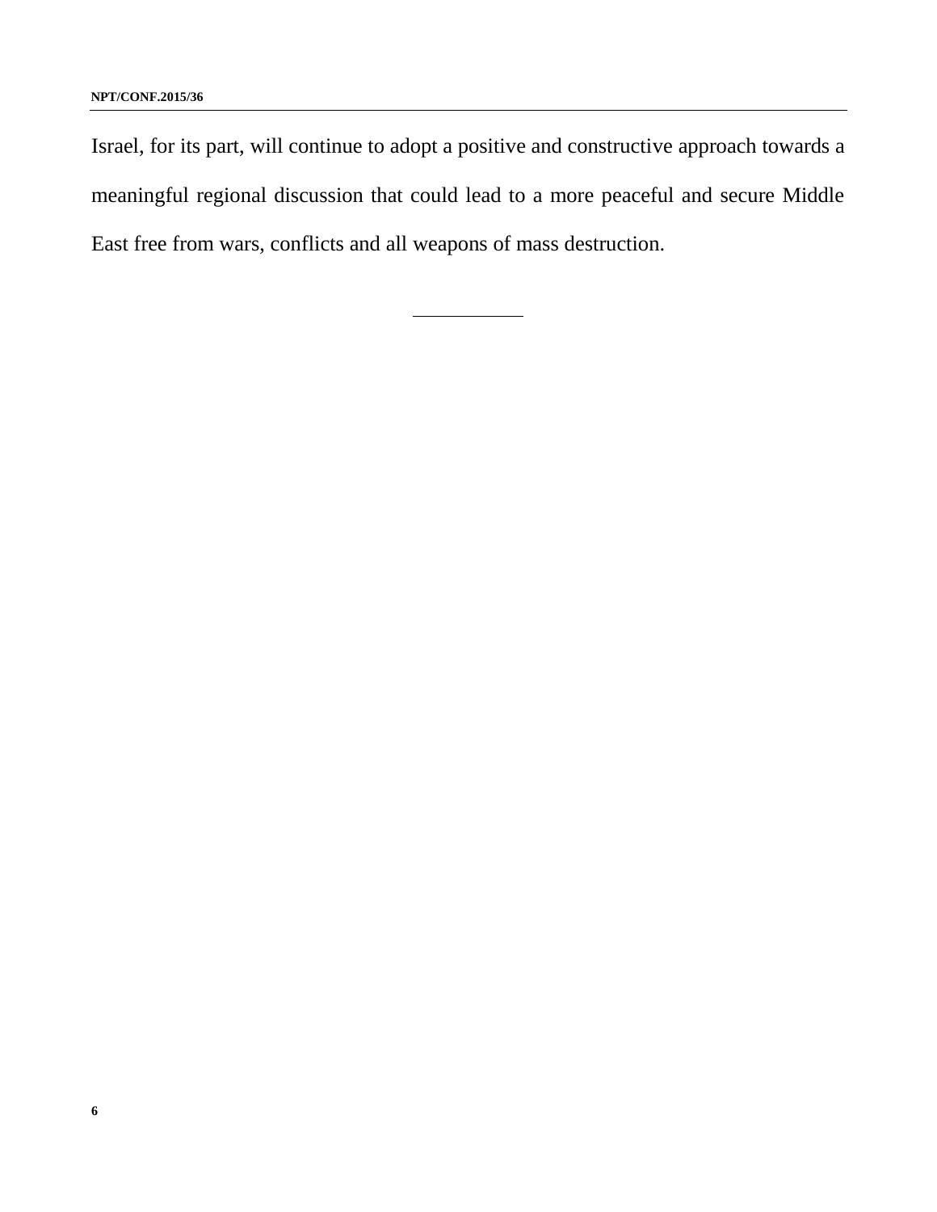Israel, for its part, will continue to adopt a positive and constructive approach towards a meaningful regional discussion that could lead to a more peaceful and secure Middle East free from wars, conflicts and all weapons of mass destruction.